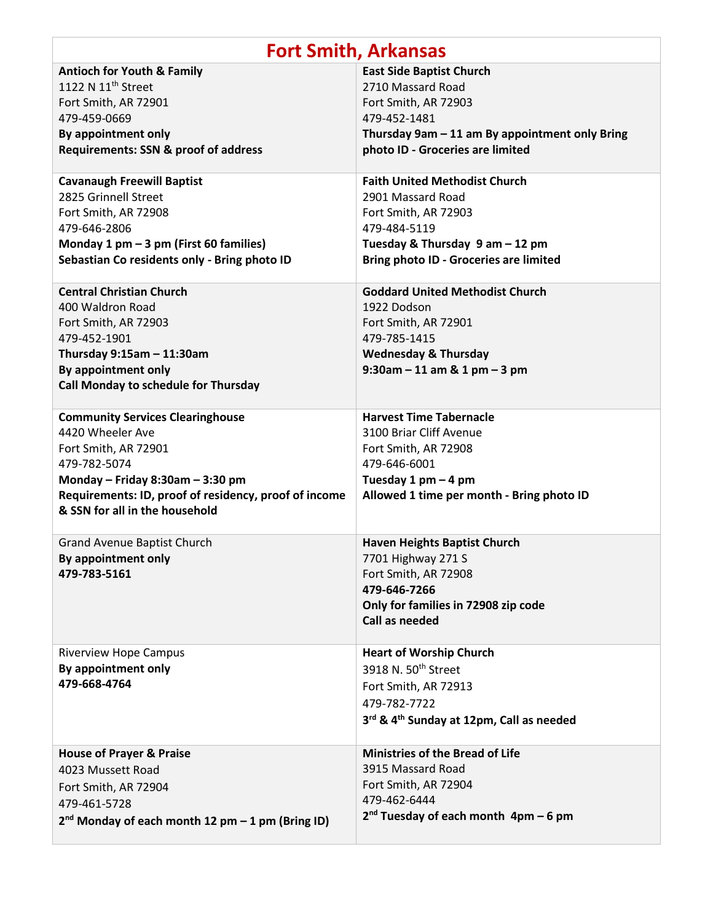# Fort Smith, Arkansas

**Antioch for Youth & Family**
1122 N 11th Street
Fort Smith, AR 72901
479-459-0669
**By appointment only**
**Requirements: SSN & proof of address**

**East Side Baptist Church**
2710 Massard Road
Fort Smith, AR 72903
479-452-1481
**Thursday 9am – 11 am By appointment only Bring photo ID - Groceries are limited**

**Cavanaugh Freewill Baptist**
2825 Grinnell Street
Fort Smith, AR 72908
479-646-2806
**Monday 1 pm – 3 pm (First 60 families)**
**Sebastian Co residents only - Bring photo ID**

**Faith United Methodist Church**
2901 Massard Road
Fort Smith, AR 72903
479-484-5119
**Tuesday & Thursday 9 am – 12 pm**
**Bring photo ID - Groceries are limited**

**Central Christian Church**
400 Waldron Road
Fort Smith, AR 72903
479-452-1901
**Thursday 9:15am – 11:30am**
**By appointment only**
**Call Monday to schedule for Thursday**

**Goddard United Methodist Church**
1922 Dodson
Fort Smith, AR 72901
479-785-1415
**Wednesday & Thursday**
**9:30am – 11 am & 1 pm – 3 pm**

**Community Services Clearinghouse**
4420 Wheeler Ave
Fort Smith, AR 72901
479-782-5074
**Monday – Friday 8:30am – 3:30 pm**
**Requirements: ID, proof of residency, proof of income & SSN for all in the household**

**Harvest Time Tabernacle**
3100 Briar Cliff Avenue
Fort Smith, AR 72908
479-646-6001
**Tuesday 1 pm – 4 pm**
**Allowed 1 time per month - Bring photo ID**

Grand Avenue Baptist Church
**By appointment only**
**479-783-5161**

**Haven Heights Baptist Church**
7701 Highway 271 S
Fort Smith, AR 72908
**479-646-7266**
**Only for families in 72908 zip code**
**Call as needed**

Riverview Hope Campus
**By appointment only**
**479-668-4764**

**Heart of Worship Church**
3918 N. 50th Street
Fort Smith, AR 72913
479-782-7722
**3rd & 4th Sunday at 12pm, Call as needed**

**House of Prayer & Praise**
4023 Mussett Road
Fort Smith, AR 72904
479-461-5728
**2nd Monday of each month 12 pm – 1 pm (Bring ID)**

**Ministries of the Bread of Life**
3915 Massard Road
Fort Smith, AR 72904
479-462-6444
**2nd Tuesday of each month 4pm – 6 pm**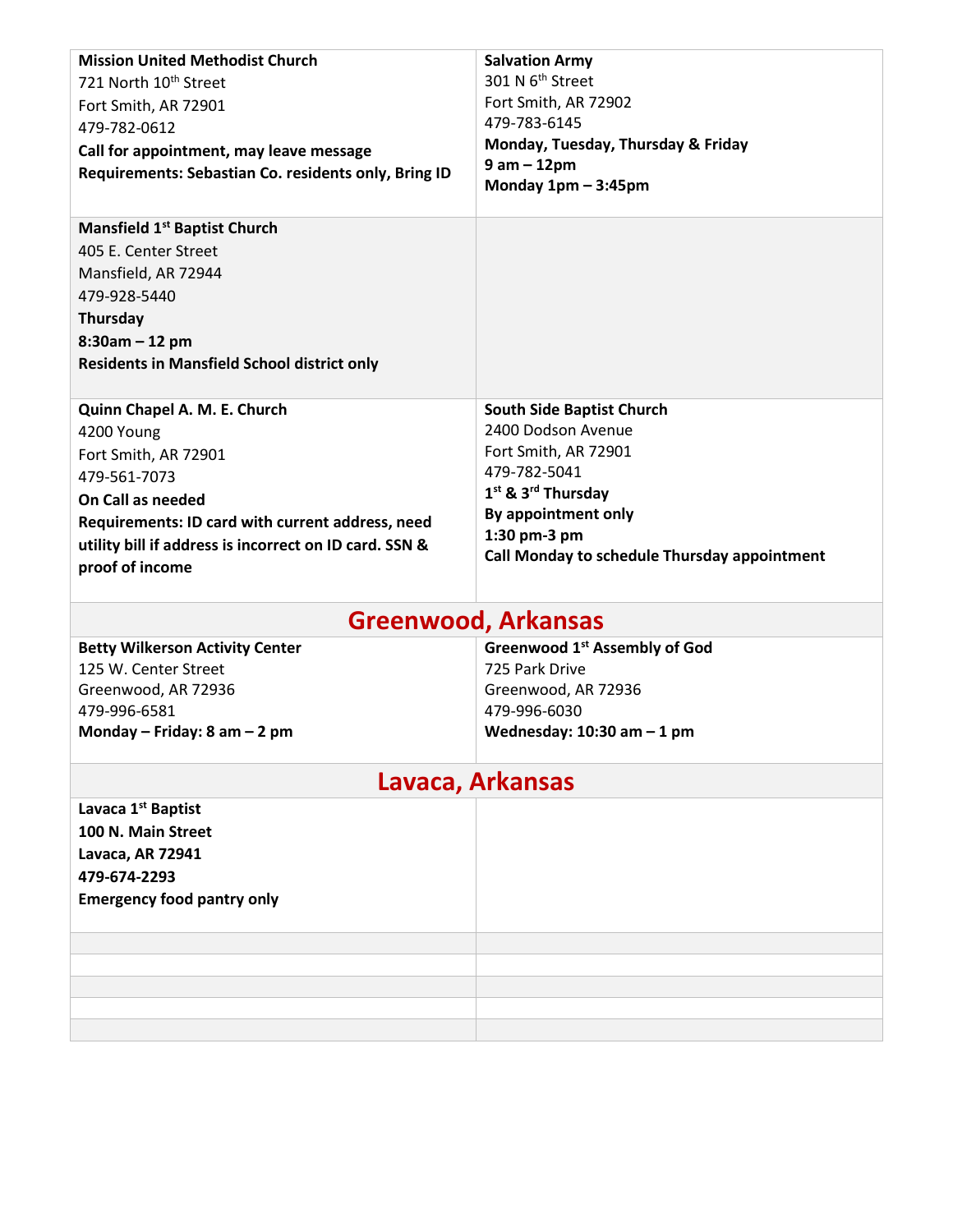| | |
|---|---|
| **Mission United Methodist Church**<br>721 North 10th Street<br>Fort Smith, AR 72901<br>479-782-0612<br>**Call for appointment, may leave message**<br>**Requirements: Sebastian Co. residents only, Bring ID** | **Salvation Army**<br>301 N 6th Street<br>Fort Smith, AR 72902<br>479-783-6145<br>**Monday, Tuesday, Thursday & Friday**<br>**9 am – 12pm**<br>**Monday 1pm – 3:45pm** |
| **Mansfield 1st Baptist Church**<br>405 E. Center Street<br>Mansfield, AR 72944<br>479-928-5440<br>**Thursday**<br>**8:30am – 12 pm**<br>**Residents in Mansfield School district only** | |
| **Quinn Chapel A. M. E. Church**<br>4200 Young<br>Fort Smith, AR 72901<br>479-561-7073<br>**On Call as needed**<br>**Requirements: ID card with current address, need utility bill if address is incorrect on ID card. SSN & proof of income** | **South Side Baptist Church**<br>2400 Dodson Avenue<br>Fort Smith, AR 72901<br>479-782-5041<br>**1st & 3rd Thursday**<br>**By appointment only**<br>**1:30 pm-3 pm**<br>**Call Monday to schedule Thursday appointment** |

## Greenwood, Arkansas

| | |
|---|---|
| **Betty Wilkerson Activity Center**<br>125 W. Center Street<br>Greenwood, AR 72936<br>479-996-6581<br>**Monday – Friday: 8 am – 2 pm** | **Greenwood 1st Assembly of God**<br>725 Park Drive<br>Greenwood, AR 72936<br>479-996-6030<br>**Wednesday: 10:30 am – 1 pm** |

## Lavaca, Arkansas

| | |
|---|---|
| **Lavaca 1st Baptist**<br>**100 N. Main Street**<br>**Lavaca, AR 72941**<br>**479-674-2293**<br>**Emergency food pantry only** | |
| | |
| | |
| | |
| | |
| | |